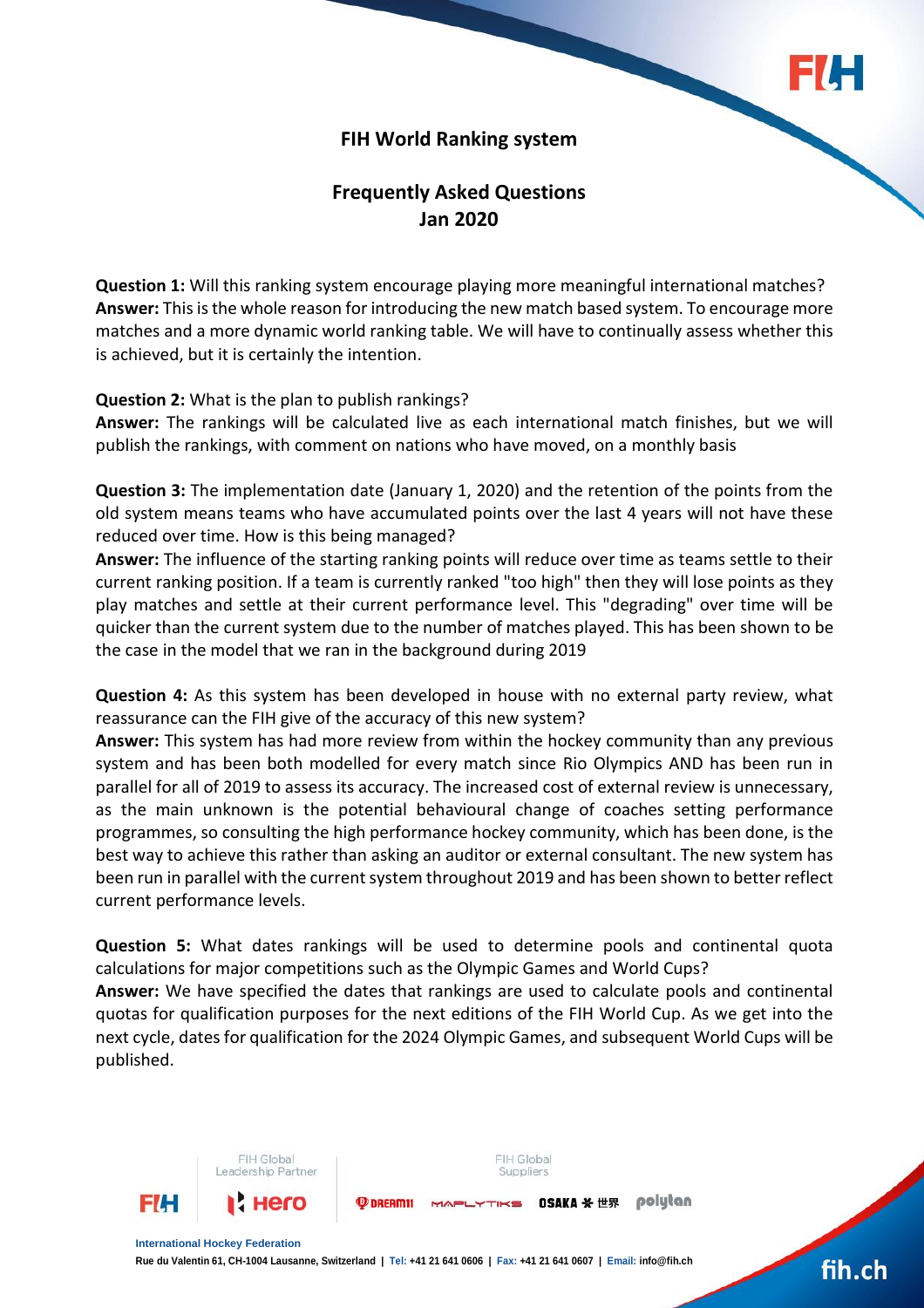# FIH World Ranking system

## Frequently Asked Questions
## Jan 2020

**Question 1:** Will this ranking system encourage playing more meaningful international matches?
**Answer:** This is the whole reason for introducing the new match based system. To encourage more matches and a more dynamic world ranking table. We will have to continually assess whether this is achieved, but it is certainly the intention.

**Question 2:** What is the plan to publish rankings?
**Answer:** The rankings will be calculated live as each international match finishes, but we will publish the rankings, with comment on nations who have moved, on a monthly basis

**Question 3:** The implementation date (January 1, 2020) and the retention of the points from the old system means teams who have accumulated points over the last 4 years will not have these reduced over time. How is this being managed?
**Answer:** The influence of the starting ranking points will reduce over time as teams settle to their current ranking position. If a team is currently ranked "too high" then they will lose points as they play matches and settle at their current performance level. This "degrading" over time will be quicker than the current system due to the number of matches played. This has been shown to be the case in the model that we ran in the background during 2019

**Question 4:** As this system has been developed in house with no external party review, what reassurance can the FIH give of the accuracy of this new system?
**Answer:** This system has had more review from within the hockey community than any previous system and has been both modelled for every match since Rio Olympics AND has been run in parallel for all of 2019 to assess its accuracy. The increased cost of external review is unnecessary, as the main unknown is the potential behavioural change of coaches setting performance programmes, so consulting the high performance hockey community, which has been done, is the best way to achieve this rather than asking an auditor or external consultant. The new system has been run in parallel with the current system throughout 2019 and has been shown to better reflect current performance levels.

**Question 5:** What dates rankings will be used to determine pools and continental quota calculations for major competitions such as the Olympic Games and World Cups?
**Answer:** We have specified the dates that rankings are used to calculate pools and continental quotas for qualification purposes for the next editions of the FIH World Cup. As we get into the next cycle, dates for qualification for the 2024 Olympic Games, and subsequent World Cups will be published.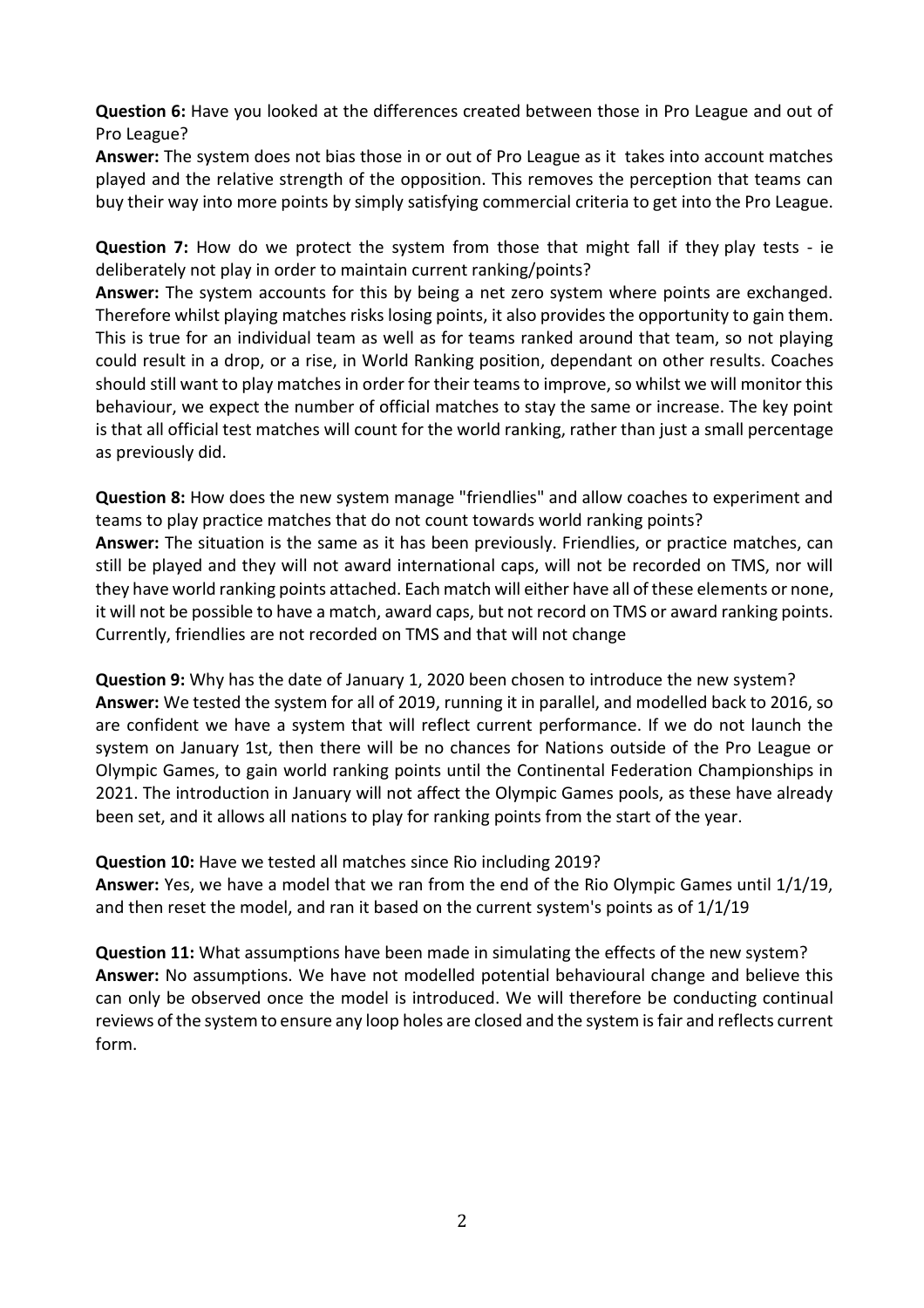**Question 6:** Have you looked at the differences created between those in Pro League and out of Pro League?
**Answer:** The system does not bias those in or out of Pro League as it takes into account matches played and the relative strength of the opposition. This removes the perception that teams can buy their way into more points by simply satisfying commercial criteria to get into the Pro League.

**Question 7:** How do we protect the system from those that might fall if they play tests - ie deliberately not play in order to maintain current ranking/points?
**Answer:** The system accounts for this by being a net zero system where points are exchanged. Therefore whilst playing matches risks losing points, it also provides the opportunity to gain them. This is true for an individual team as well as for teams ranked around that team, so not playing could result in a drop, or a rise, in World Ranking position, dependant on other results. Coaches should still want to play matches in order for their teams to improve, so whilst we will monitor this behaviour, we expect the number of official matches to stay the same or increase. The key point is that all official test matches will count for the world ranking, rather than just a small percentage as previously did.

**Question 8:** How does the new system manage "friendlies" and allow coaches to experiment and teams to play practice matches that do not count towards world ranking points?
**Answer:** The situation is the same as it has been previously. Friendlies, or practice matches, can still be played and they will not award international caps, will not be recorded on TMS, nor will they have world ranking points attached. Each match will either have all of these elements or none, it will not be possible to have a match, award caps, but not record on TMS or award ranking points. Currently, friendlies are not recorded on TMS and that will not change

**Question 9:** Why has the date of January 1, 2020 been chosen to introduce the new system?
**Answer:** We tested the system for all of 2019, running it in parallel, and modelled back to 2016, so are confident we have a system that will reflect current performance. If we do not launch the system on January 1st, then there will be no chances for Nations outside of the Pro League or Olympic Games, to gain world ranking points until the Continental Federation Championships in 2021. The introduction in January will not affect the Olympic Games pools, as these have already been set, and it allows all nations to play for ranking points from the start of the year.

**Question 10:** Have we tested all matches since Rio including 2019?
**Answer:** Yes, we have a model that we ran from the end of the Rio Olympic Games until 1/1/19, and then reset the model, and ran it based on the current system's points as of 1/1/19

**Question 11:** What assumptions have been made in simulating the effects of the new system?
**Answer:** No assumptions. We have not modelled potential behavioural change and believe this can only be observed once the model is introduced. We will therefore be conducting continual reviews of the system to ensure any loop holes are closed and the system is fair and reflects current form.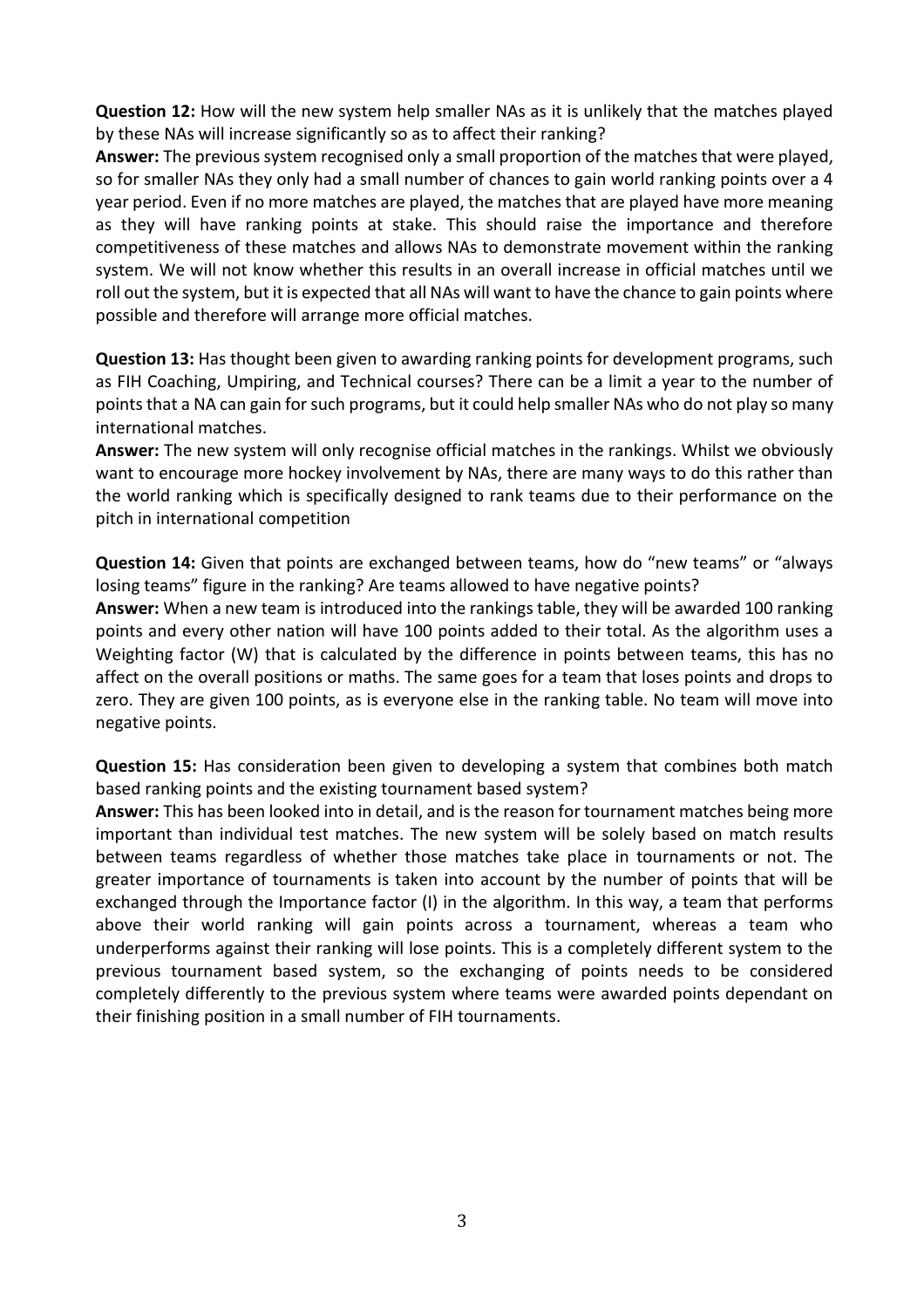**Question 12:** How will the new system help smaller NAs as it is unlikely that the matches played by these NAs will increase significantly so as to affect their ranking?
**Answer:** The previous system recognised only a small proportion of the matches that were played, so for smaller NAs they only had a small number of chances to gain world ranking points over a 4 year period. Even if no more matches are played, the matches that are played have more meaning as they will have ranking points at stake. This should raise the importance and therefore competitiveness of these matches and allows NAs to demonstrate movement within the ranking system. We will not know whether this results in an overall increase in official matches until we roll out the system, but it is expected that all NAs will want to have the chance to gain points where possible and therefore will arrange more official matches.

**Question 13:** Has thought been given to awarding ranking points for development programs, such as FIH Coaching, Umpiring, and Technical courses? There can be a limit a year to the number of points that a NA can gain for such programs, but it could help smaller NAs who do not play so many international matches.
**Answer:** The new system will only recognise official matches in the rankings. Whilst we obviously want to encourage more hockey involvement by NAs, there are many ways to do this rather than the world ranking which is specifically designed to rank teams due to their performance on the pitch in international competition

**Question 14:** Given that points are exchanged between teams, how do "new teams" or "always losing teams" figure in the ranking? Are teams allowed to have negative points?
**Answer:** When a new team is introduced into the rankings table, they will be awarded 100 ranking points and every other nation will have 100 points added to their total. As the algorithm uses a Weighting factor (W) that is calculated by the difference in points between teams, this has no affect on the overall positions or maths. The same goes for a team that loses points and drops to zero. They are given 100 points, as is everyone else in the ranking table. No team will move into negative points.

**Question 15:** Has consideration been given to developing a system that combines both match based ranking points and the existing tournament based system?
**Answer:** This has been looked into in detail, and is the reason for tournament matches being more important than individual test matches. The new system will be solely based on match results between teams regardless of whether those matches take place in tournaments or not. The greater importance of tournaments is taken into account by the number of points that will be exchanged through the Importance factor (I) in the algorithm. In this way, a team that performs above their world ranking will gain points across a tournament, whereas a team who underperforms against their ranking will lose points. This is a completely different system to the previous tournament based system, so the exchanging of points needs to be considered completely differently to the previous system where teams were awarded points dependant on their finishing position in a small number of FIH tournaments.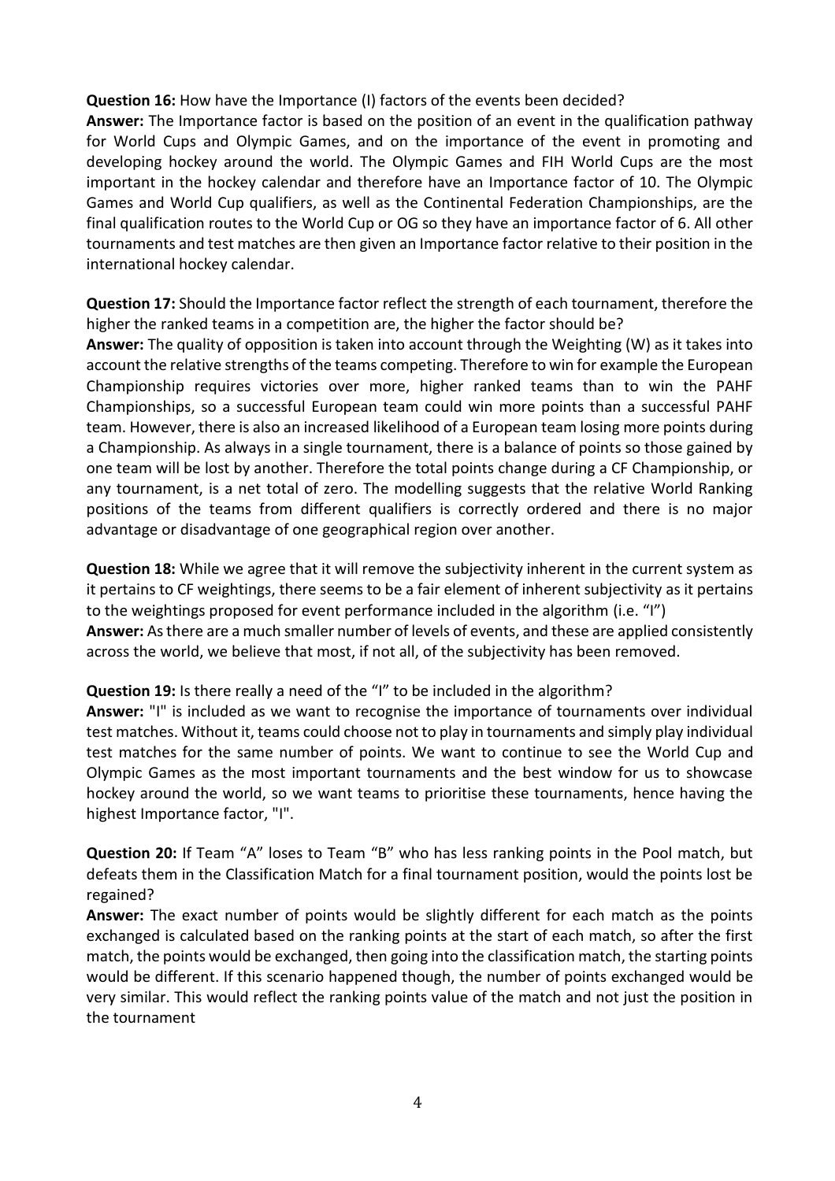**Question 16:** How have the Importance (I) factors of the events been decided?
**Answer:** The Importance factor is based on the position of an event in the qualification pathway for World Cups and Olympic Games, and on the importance of the event in promoting and developing hockey around the world. The Olympic Games and FIH World Cups are the most important in the hockey calendar and therefore have an Importance factor of 10. The Olympic Games and World Cup qualifiers, as well as the Continental Federation Championships, are the final qualification routes to the World Cup or OG so they have an importance factor of 6. All other tournaments and test matches are then given an Importance factor relative to their position in the international hockey calendar.

**Question 17:** Should the Importance factor reflect the strength of each tournament, therefore the higher the ranked teams in a competition are, the higher the factor should be?
**Answer:** The quality of opposition is taken into account through the Weighting (W) as it takes into account the relative strengths of the teams competing. Therefore to win for example the European Championship requires victories over more, higher ranked teams than to win the PAHF Championships, so a successful European team could win more points than a successful PAHF team. However, there is also an increased likelihood of a European team losing more points during a Championship. As always in a single tournament, there is a balance of points so those gained by one team will be lost by another. Therefore the total points change during a CF Championship, or any tournament, is a net total of zero. The modelling suggests that the relative World Ranking positions of the teams from different qualifiers is correctly ordered and there is no major advantage or disadvantage of one geographical region over another.

**Question 18:** While we agree that it will remove the subjectivity inherent in the current system as it pertains to CF weightings, there seems to be a fair element of inherent subjectivity as it pertains to the weightings proposed for event performance included in the algorithm (i.e. "I")
**Answer:** As there are a much smaller number of levels of events, and these are applied consistently across the world, we believe that most, if not all, of the subjectivity has been removed.

**Question 19:** Is there really a need of the "I" to be included in the algorithm?
**Answer:** "I" is included as we want to recognise the importance of tournaments over individual test matches. Without it, teams could choose not to play in tournaments and simply play individual test matches for the same number of points. We want to continue to see the World Cup and Olympic Games as the most important tournaments and the best window for us to showcase hockey around the world, so we want teams to prioritise these tournaments, hence having the highest Importance factor, "I".

**Question 20:** If Team "A" loses to Team "B" who has less ranking points in the Pool match, but defeats them in the Classification Match for a final tournament position, would the points lost be regained?
**Answer:** The exact number of points would be slightly different for each match as the points exchanged is calculated based on the ranking points at the start of each match, so after the first match, the points would be exchanged, then going into the classification match, the starting points would be different. If this scenario happened though, the number of points exchanged would be very similar. This would reflect the ranking points value of the match and not just the position in the tournament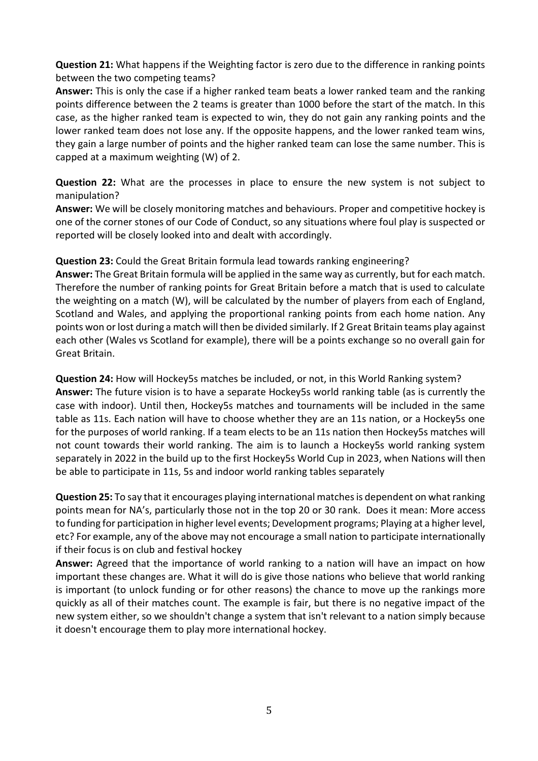**Question 21:** What happens if the Weighting factor is zero due to the difference in ranking points between the two competing teams?
**Answer:** This is only the case if a higher ranked team beats a lower ranked team and the ranking points difference between the 2 teams is greater than 1000 before the start of the match. In this case, as the higher ranked team is expected to win, they do not gain any ranking points and the lower ranked team does not lose any. If the opposite happens, and the lower ranked team wins, they gain a large number of points and the higher ranked team can lose the same number. This is capped at a maximum weighting (W) of 2.

**Question 22:** What are the processes in place to ensure the new system is not subject to manipulation?
**Answer:** We will be closely monitoring matches and behaviours. Proper and competitive hockey is one of the corner stones of our Code of Conduct, so any situations where foul play is suspected or reported will be closely looked into and dealt with accordingly.

**Question 23:** Could the Great Britain formula lead towards ranking engineering?
**Answer:** The Great Britain formula will be applied in the same way as currently, but for each match. Therefore the number of ranking points for Great Britain before a match that is used to calculate the weighting on a match (W), will be calculated by the number of players from each of England, Scotland and Wales, and applying the proportional ranking points from each home nation. Any points won or lost during a match will then be divided similarly. If 2 Great Britain teams play against each other (Wales vs Scotland for example), there will be a points exchange so no overall gain for Great Britain.

**Question 24:** How will Hockey5s matches be included, or not, in this World Ranking system?
**Answer:** The future vision is to have a separate Hockey5s world ranking table (as is currently the case with indoor). Until then, Hockey5s matches and tournaments will be included in the same table as 11s. Each nation will have to choose whether they are an 11s nation, or a Hockey5s one for the purposes of world ranking. If a team elects to be an 11s nation then Hockey5s matches will not count towards their world ranking. The aim is to launch a Hockey5s world ranking system separately in 2022 in the build up to the first Hockey5s World Cup in 2023, when Nations will then be able to participate in 11s, 5s and indoor world ranking tables separately

**Question 25:** To say that it encourages playing international matches is dependent on what ranking points mean for NA's, particularly those not in the top 20 or 30 rank. Does it mean: More access to funding for participation in higher level events; Development programs; Playing at a higher level, etc? For example, any of the above may not encourage a small nation to participate internationally if their focus is on club and festival hockey
**Answer:** Agreed that the importance of world ranking to a nation will have an impact on how important these changes are. What it will do is give those nations who believe that world ranking is important (to unlock funding or for other reasons) the chance to move up the rankings more quickly as all of their matches count. The example is fair, but there is no negative impact of the new system either, so we shouldn't change a system that isn't relevant to a nation simply because it doesn't encourage them to play more international hockey.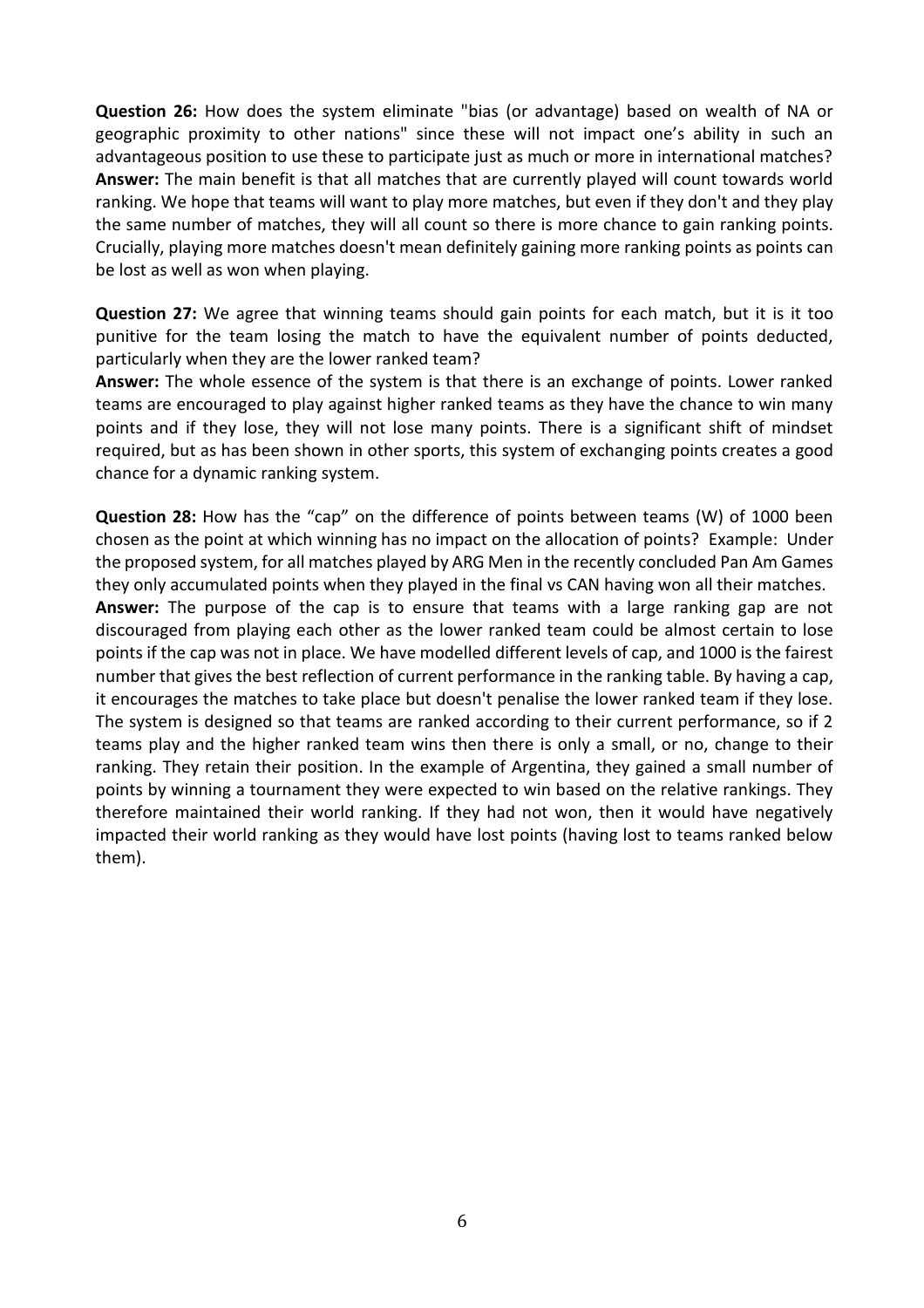**Question 26:** How does the system eliminate "bias (or advantage) based on wealth of NA or geographic proximity to other nations" since these will not impact one's ability in such an advantageous position to use these to participate just as much or more in international matches?
**Answer:** The main benefit is that all matches that are currently played will count towards world ranking. We hope that teams will want to play more matches, but even if they don't and they play the same number of matches, they will all count so there is more chance to gain ranking points. Crucially, playing more matches doesn't mean definitely gaining more ranking points as points can be lost as well as won when playing.

**Question 27:** We agree that winning teams should gain points for each match, but it is it too punitive for the team losing the match to have the equivalent number of points deducted, particularly when they are the lower ranked team?
**Answer:** The whole essence of the system is that there is an exchange of points. Lower ranked teams are encouraged to play against higher ranked teams as they have the chance to win many points and if they lose, they will not lose many points. There is a significant shift of mindset required, but as has been shown in other sports, this system of exchanging points creates a good chance for a dynamic ranking system.

**Question 28:** How has the "cap" on the difference of points between teams (W) of 1000 been chosen as the point at which winning has no impact on the allocation of points? Example: Under the proposed system, for all matches played by ARG Men in the recently concluded Pan Am Games they only accumulated points when they played in the final vs CAN having won all their matches.
**Answer:** The purpose of the cap is to ensure that teams with a large ranking gap are not discouraged from playing each other as the lower ranked team could be almost certain to lose points if the cap was not in place. We have modelled different levels of cap, and 1000 is the fairest number that gives the best reflection of current performance in the ranking table. By having a cap, it encourages the matches to take place but doesn't penalise the lower ranked team if they lose. The system is designed so that teams are ranked according to their current performance, so if 2 teams play and the higher ranked team wins then there is only a small, or no, change to their ranking. They retain their position. In the example of Argentina, they gained a small number of points by winning a tournament they were expected to win based on the relative rankings. They therefore maintained their world ranking. If they had not won, then it would have negatively impacted their world ranking as they would have lost points (having lost to teams ranked below them).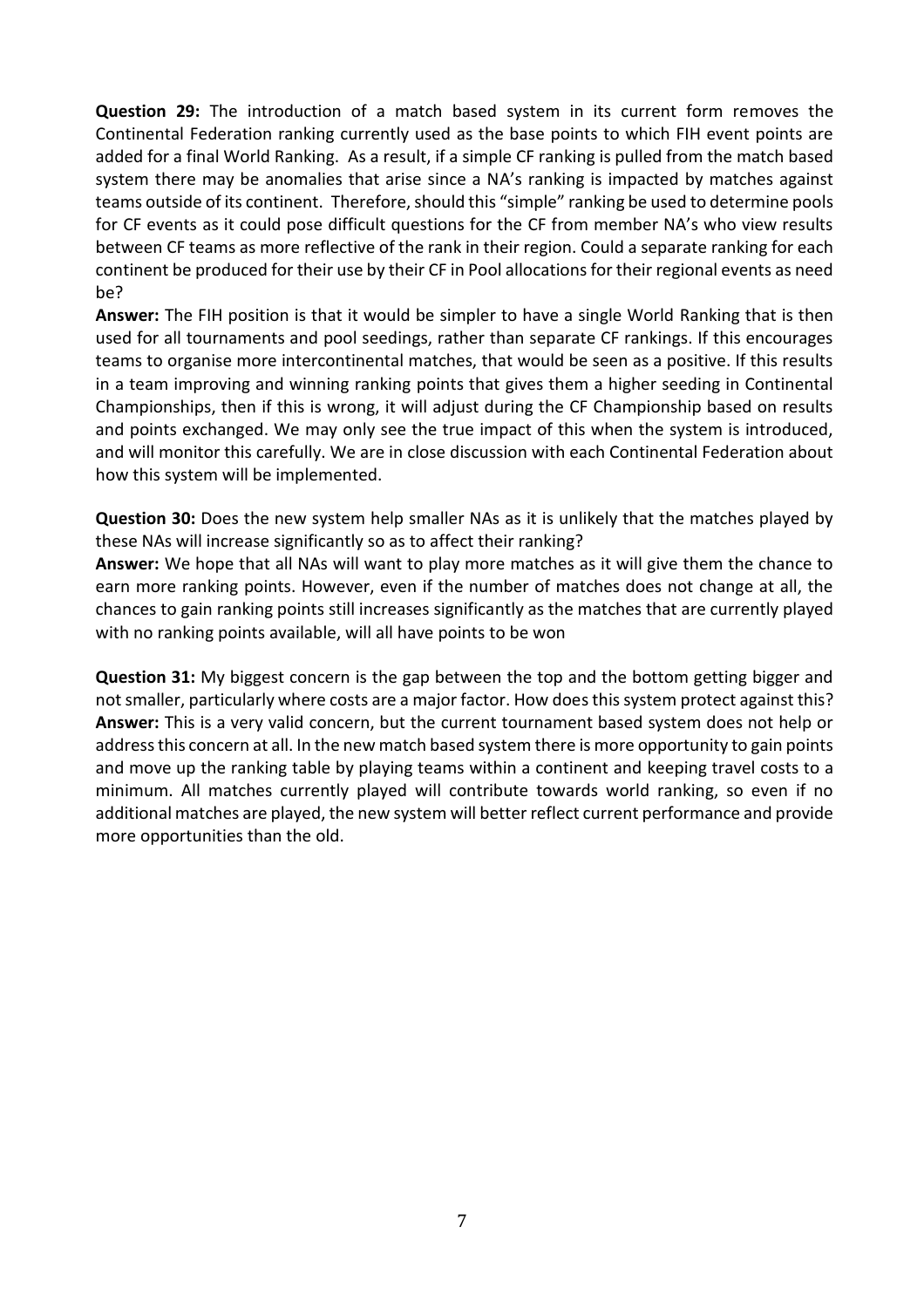**Question 29:** The introduction of a match based system in its current form removes the Continental Federation ranking currently used as the base points to which FIH event points are added for a final World Ranking. As a result, if a simple CF ranking is pulled from the match based system there may be anomalies that arise since a NA's ranking is impacted by matches against teams outside of its continent. Therefore, should this "simple" ranking be used to determine pools for CF events as it could pose difficult questions for the CF from member NA's who view results between CF teams as more reflective of the rank in their region. Could a separate ranking for each continent be produced for their use by their CF in Pool allocations for their regional events as need be?

**Answer:** The FIH position is that it would be simpler to have a single World Ranking that is then used for all tournaments and pool seedings, rather than separate CF rankings. If this encourages teams to organise more intercontinental matches, that would be seen as a positive. If this results in a team improving and winning ranking points that gives them a higher seeding in Continental Championships, then if this is wrong, it will adjust during the CF Championship based on results and points exchanged. We may only see the true impact of this when the system is introduced, and will monitor this carefully. We are in close discussion with each Continental Federation about how this system will be implemented.

**Question 30:** Does the new system help smaller NAs as it is unlikely that the matches played by these NAs will increase significantly so as to affect their ranking?

**Answer:** We hope that all NAs will want to play more matches as it will give them the chance to earn more ranking points. However, even if the number of matches does not change at all, the chances to gain ranking points still increases significantly as the matches that are currently played with no ranking points available, will all have points to be won

**Question 31:** My biggest concern is the gap between the top and the bottom getting bigger and not smaller, particularly where costs are a major factor. How does this system protect against this?

**Answer:** This is a very valid concern, but the current tournament based system does not help or address this concern at all. In the new match based system there is more opportunity to gain points and move up the ranking table by playing teams within a continent and keeping travel costs to a minimum. All matches currently played will contribute towards world ranking, so even if no additional matches are played, the new system will better reflect current performance and provide more opportunities than the old.